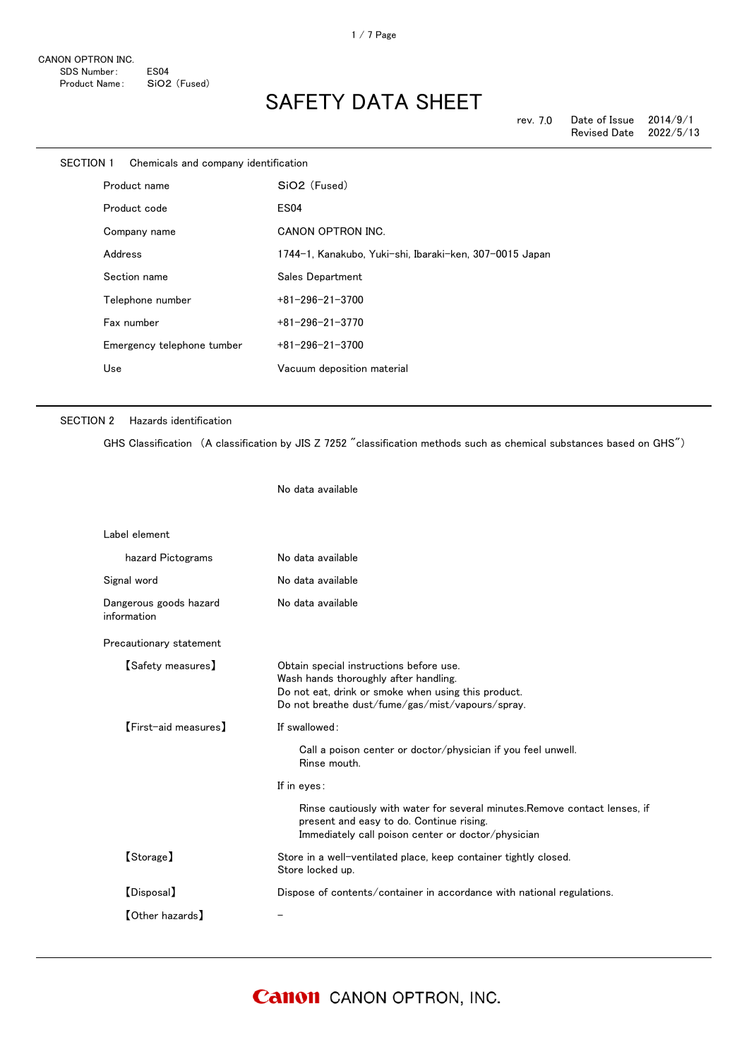CANON OPTRON INC.
SDS Number: ES04
Product Name: $SiO_2$ (Fused)

# SAFETY DATA SHEET

rev. 7.0 Date of Issue 2014/9/1
Revised Date 2022/5/13

## SECTION 1 Chemicals and company identification

| | |
|---|---|
| Product name | $SiO_2$ (Fused) |
| Product code | ES04 |
| Company name | CANON OPTRON INC. |
| Address | 1744-1, Kanakubo, Yuki-shi, Ibaraki-ken, 307-0015 Japan |
| Section name | Sales Department |
| Telephone number | +81-296-21-3700 |
| Fax number | +81-296-21-3770 |
| Emergency telephone tumber | +81-296-21-3700 |
| Use | Vacuum deposition material |

## SECTION 2 Hazards identification

GHS Classification (A classification by JIS Z 7252 "classification methods such as chemical substances based on GHS")

No data available

Label element

| | |
|---|---|
| hazard Pictograms | No data available |
| Signal word | No data available |
| Dangerous goods hazard information | No data available |

Precautionary statement

【Safety measures】
Obtain special instructions before use.
Wash hands thoroughly after handling.
Do not eat, drink or smoke when using this product.
Do not breathe dust/fume/gas/mist/vapours/spray.

【First-aid measures】
If swallowed:

Call a poison center or doctor/physician if you feel unwell.
Rinse mouth.

If in eyes:

Rinse cautiously with water for several minutes.Remove contact lenses, if present and easy to do. Continue rising.
Immediately call poison center or doctor/physician

【Storage】
Store in a well-ventilated place, keep container tightly closed.
Store locked up.

【Disposal】
Dispose of contents/container in accordance with national regulations.

【Other hazards】
-

Canon CANON OPTRON, INC.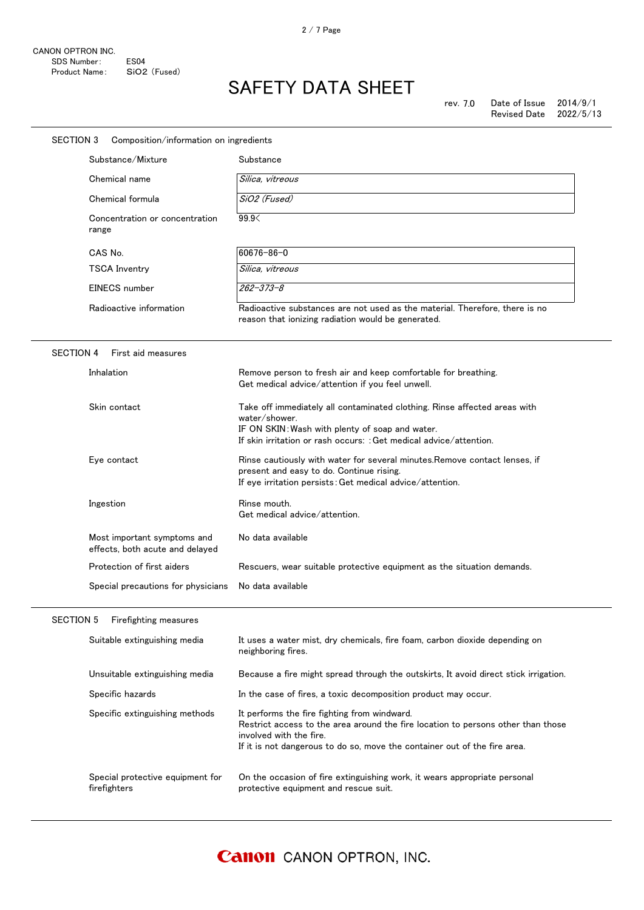CANON OPTRON INC.
SDS Number: ES04
Product Name: $SiO_2$ (Fused)

# SAFETY DATA SHEET

rev. 7.0 Date of Issue 2014/9/1
Revised Date 2022/5/13

## SECTION 3 Composition/information on ingredients

| | |
|---|---|
| Substance/Mixture | Substance |
| Chemical name | *Silica, vitreous* |
| Chemical formula | *$SiO_2$ (Fused)* |
| Concentration or concentration range | 99.9< |
| CAS No. | 60676-86-0 |
| TSCA Inventry | *Silica, vitreous* |
| EINECS number | *262-373-8* |
| Radioactive information | Radioactive substances are not used as the material. Therefore, there is no reason that ionizing radiation would be generated. |

## SECTION 4 First aid measures

| | |
|---|---|
| Inhalation | Remove person to fresh air and keep comfortable for breathing.<br>Get medical advice/attention if you feel unwell. |
| Skin contact | Take off immediately all contaminated clothing. Rinse affected areas with water/shower.<br>IF ON SKIN:Wash with plenty of soap and water.<br>If skin irritation or rash occurs: :Get medical advice/attention. |
| Eye contact | Rinse cautiously with water for several minutes.Remove contact lenses, if present and easy to do. Continue rising.<br>If eye irritation persists:Get medical advice/attention. |
| Ingestion | Rinse mouth.<br>Get medical advice/attention. |
| Most important symptoms and effects, both acute and delayed | No data available |
| Protection of first aiders | Rescuers, wear suitable protective equipment as the situation demands. |
| Special precautions for physicians | No data available |

## SECTION 5 Firefighting measures

| | |
|---|---|
| Suitable extinguishing media | It uses a water mist, dry chemicals, fire foam, carbon dioxide depending on neighboring fires. |
| Unsuitable extinguishing media | Because a fire might spread through the outskirts, It avoid direct stick irrigation. |
| Specific hazards | In the case of fires, a toxic decomposition product may occur. |
| Specific extinguishing methods | It performs the fire fighting from windward.<br>Restrict access to the area around the fire location to persons other than those involved with the fire.<br>If it is not dangerous to do so, move the container out of the fire area. |
| Special protective equipment for firefighters | On the occasion of fire extinguishing work, it wears appropriate personal protective equipment and rescue suit. |

Canon CANON OPTRON, INC.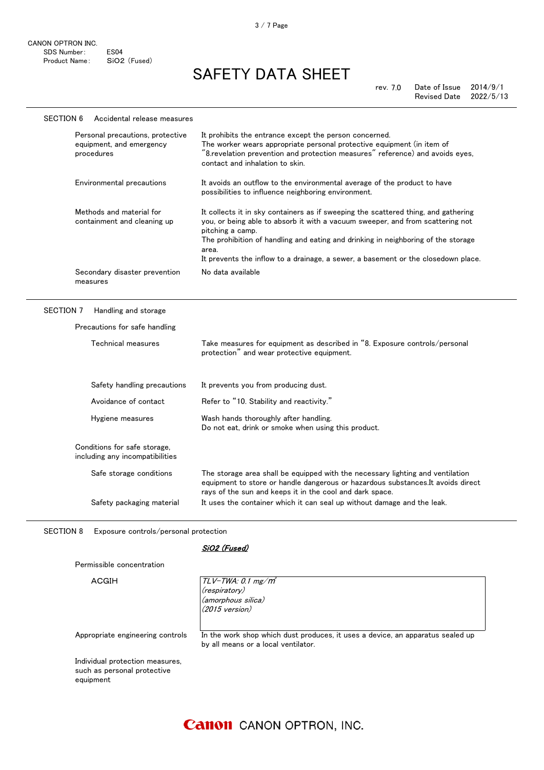CANON OPTRON INC.
SDS Number: ES04
Product Name: SiO2 (Fused)

# SAFETY DATA SHEET

rev. 7.0 Date of Issue 2014/9/1
Revised Date 2022/5/13

## SECTION 6 Accidental release measures

| | |
|---|---|
| Personal precautions, protective equipment, and emergency procedures | It prohibits the entrance except the person concerned. The worker wears appropriate personal protective equipment (in item of "8.revelation prevention and protection measures" reference) and avoids eyes, contact and inhalation to skin. |
| Environmental precautions | It avoids an outflow to the environmental average of the product to have possibilities to influence neighboring environment. |
| Methods and material for containment and cleaning up | It collects it in sky containers as if sweeping the scattered thing, and gathering you, or being able to absorb it with a vacuum sweeper, and from scattering not pitching a camp. The prohibition of handling and eating and drinking in neighboring of the storage area. It prevents the inflow to a drainage, a sewer, a basement or the closedown place. |
| Secondary disaster prevention measures | No data available |

## SECTION 7 Handling and storage

Precautions for safe handling

| | |
|---|---|
| Technical measures | Take measures for equipment as described in "8. Exposure controls/personal protection" and wear protective equipment. |
| Safety handling precautions | It prevents you from producing dust. |
| Avoidance of contact | Refer to "10. Stability and reactivity." |
| Hygiene measures | Wash hands thoroughly after handling. Do not eat, drink or smoke when using this product. |

Conditions for safe storage, including any incompatibilities

| | |
|---|---|
| Safe storage conditions | The storage area shall be equipped with the necessary lighting and ventilation equipment to store or handle dangerous or hazardous substances.It avoids direct rays of the sun and keeps it in the cool and dark space. |
| Safety packaging material | It uses the container which it can seal up without damage and the leak. |

## SECTION 8 Exposure controls/personal protection

| | *SiO2 (Fused)* |
|---|---|
| Permissible concentration | |
| ACGIH | *TLV-TWA: 0.1 mg/m³* *(respiratory)* *(amorphous silica)* *(2015 version)* |
| Appropriate engineering controls | In the work shop which dust produces, it uses a device, an apparatus sealed up by all means or a local ventilator. |
| Individual protection measures, such as personal protective equipment | |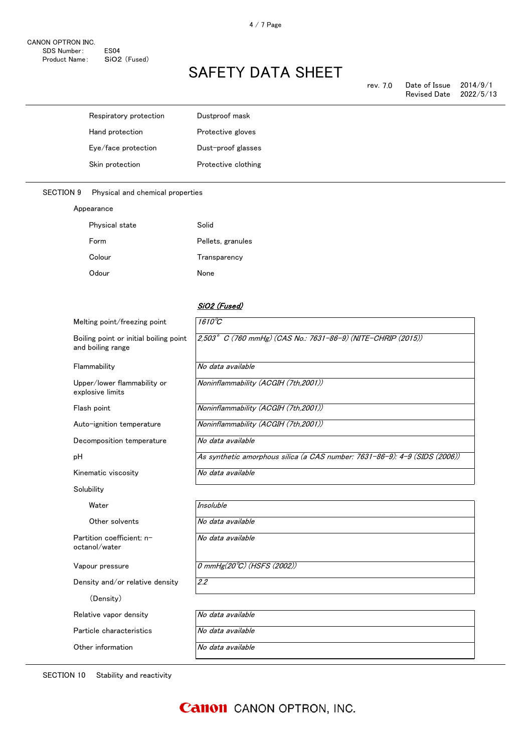| | |
|---|---|
| Respiratory protection | Dustproof mask |
| Hand protection | Protective gloves |
| Eye/face protection | Dust-proof glasses |
| Skin protection | Protective clothing |

## SECTION 9 Physical and chemical properties

Appearance

| | |
|---|---|
| Physical state | Solid |
| Form | Pellets, granules |
| Colour | Transparency |
| Odour | None |

| | ***SiO2 (Fused)*** |
|---|---|
| Melting point/freezing point | *1610℃* |
| Boiling point or initial boiling point and boiling range | *2,503° C (760 mmHg) (CAS No.: 7631-86-9) (NITE-CHRIP (2015))* |
| Flammability | *No data available* |
| Upper/lower flammability or explosive limits | *Noninflammability (ACGIH (7th,2001))* |
| Flash point | *Noninflammability (ACGIH (7th,2001))* |
| Auto-ignition temperature | *Noninflammability (ACGIH (7th,2001))* |
| Decomposition temperature | *No data available* |
| pH | *As synthetic amorphous silica (a CAS number: 7631-86-9): 4-9 (SIDS (2006))* |
| Kinematic viscosity | *No data available* |
| Solubility | |
| Water | *Insoluble* |
| Other solvents | *No data available* |
| Partition coefficient: n-octanol/water | *No data available* |
| Vapour pressure | *0 mmHg(20℃) (HSFS (2002))* |
| Density and/or relative density (Density) | *2.2* |
| Relative vapor density | *No data available* |
| Particle characteristics | *No data available* |
| Other information | *No data available* |

## SECTION 10 Stability and reactivity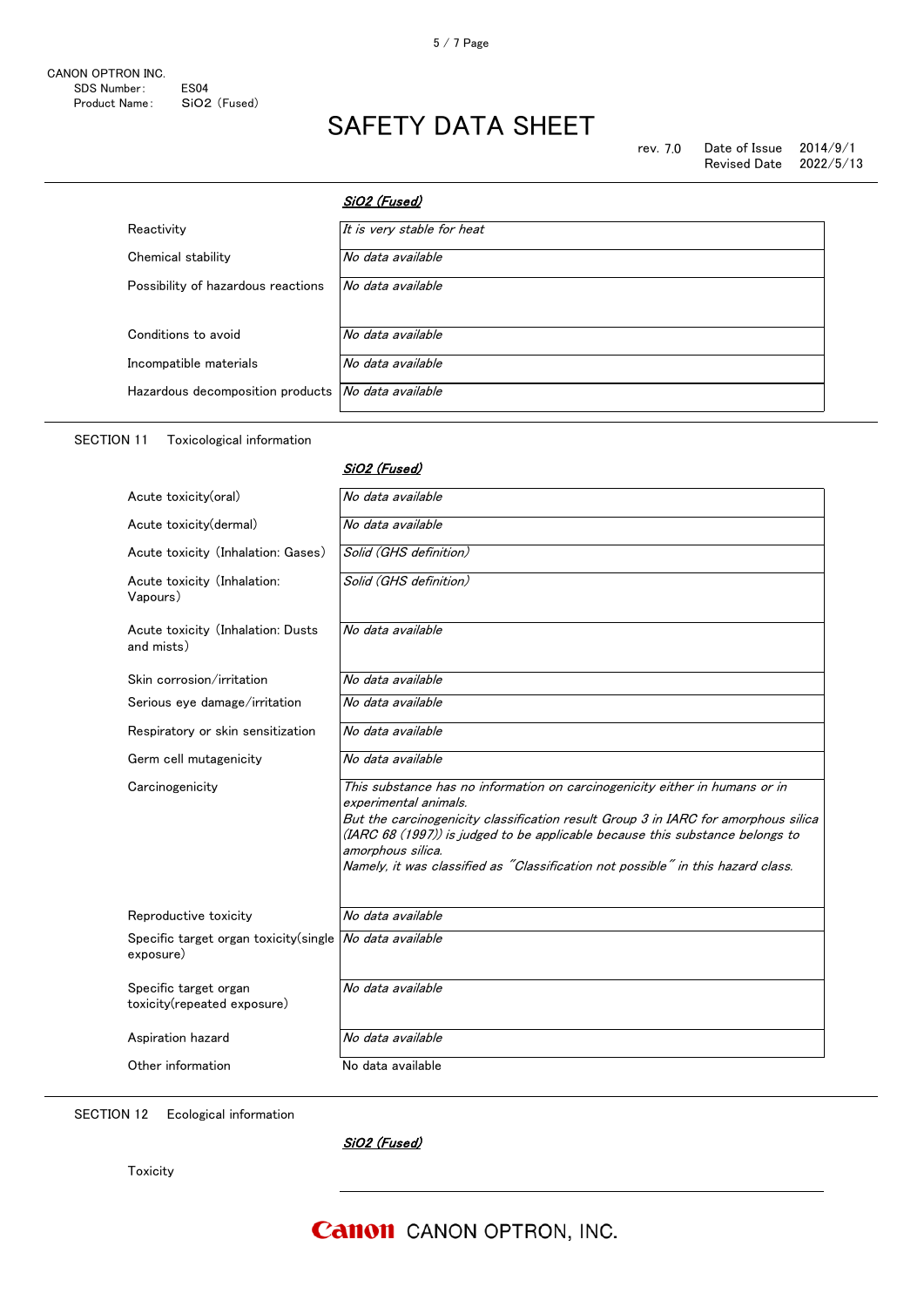# SAFETY DATA SHEET

CANON OPTRON INC.
SDS Number: ES04
Product Name: $SiO_2$ (Fused)

rev. 7.0 Date of Issue 2014/9/1
Revised Date 2022/5/13

| | *SiO2 (Fused)* |
|---|---|
| Reactivity | *It is very stable for heat* |
| Chemical stability | *No data available* |
| Possibility of hazardous reactions | *No data available* |
| Conditions to avoid | *No data available* |
| Incompatible materials | *No data available* |
| Hazardous decomposition products | *No data available* |

## SECTION 11 Toxicological information

| | *SiO2 (Fused)* |
|---|---|
| Acute toxicity(oral) | *No data available* |
| Acute toxicity(dermal) | *No data available* |
| Acute toxicity (Inhalation: Gases) | *Solid (GHS definition)* |
| Acute toxicity (Inhalation: Vapours) | *Solid (GHS definition)* |
| Acute toxicity (Inhalation: Dusts and mists) | *No data available* |
| Skin corrosion/irritation | *No data available* |
| Serious eye damage/irritation | *No data available* |
| Respiratory or skin sensitization | *No data available* |
| Germ cell mutagenicity | *No data available* |
| Carcinogenicity | *This substance has no information on carcinogenicity either in humans or in experimental animals. But the carcinogenicity classification result Group 3 in IARC for amorphous silica (IARC 68 (1997)) is judged to be applicable because this substance belongs to amorphous silica. Namely, it was classified as "Classification not possible" in this hazard class.* |
| Reproductive toxicity | *No data available* |
| Specific target organ toxicity(single exposure) | *No data available* |
| Specific target organ toxicity(repeated exposure) | *No data available* |
| Aspiration hazard | *No data available* |
| Other information | No data available |

## SECTION 12 Ecological information

| | *SiO2 (Fused)* |
|---|---|
| Toxicity | |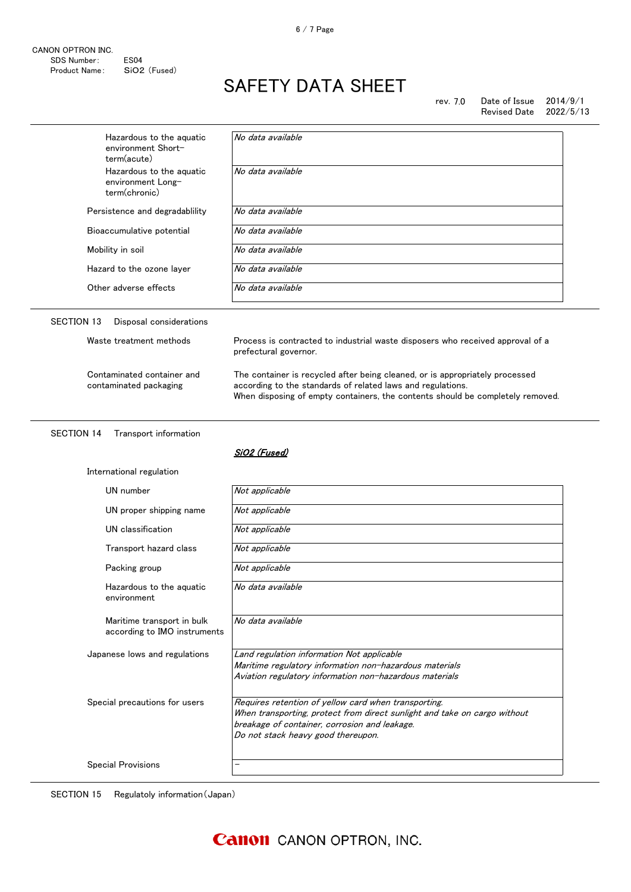CANON OPTRON INC.
SDS Number: ES04
Product Name: $SiO_2$ (Fused)

# SAFETY DATA SHEET

rev. 7.0 Date of Issue 2014/9/1
Revised Date 2022/5/13

| | |
|---|---|
| Hazardous to the aquatic environment Short-term(acute) | *No data available* |
| Hazardous to the aquatic environment Long-term(chronic) | *No data available* |
| Persistence and degradablility | *No data available* |
| Bioaccumulative potential | *No data available* |
| Mobility in soil | *No data available* |
| Hazard to the ozone layer | *No data available* |
| Other adverse effects | *No data available* |

## SECTION 13 Disposal considerations

| | |
|---|---|
| Waste treatment methods | Process is contracted to industrial waste disposers who received approval of a prefectural governor. |
| Contaminated container and contaminated packaging | The container is recycled after being cleaned, or is appropriately processed according to the standards of related laws and regulations. When disposing of empty containers, the contents should be completely removed. |

## SECTION 14 Transport information

***$SiO_2$ (Fused)***

International regulation

| | |
|---|---|
| UN number | *Not applicable* |
| UN proper shipping name | *Not applicable* |
| UN classification | *Not applicable* |
| Transport hazard class | *Not applicable* |
| Packing group | *Not applicable* |
| Hazardous to the aquatic environment | *No data available* |
| Maritime transport in bulk according to IMO instruments | *No data available* |
| Japanese lows and regulations | *Land regulation information Not applicable*<br>*Maritime regulatory information non-hazardous materials*<br>*Aviation regulatory information non-hazardous materials* |
| Special precautions for users | *Requires retention of yellow card when transporting.*<br>*When transporting, protect from direct sunlight and take on cargo without breakage of container, corrosion and leakage.*<br>*Do not stack heavy good thereupon.* |
| Special Provisions | - |

## SECTION 15 Regulatoly information (Japan)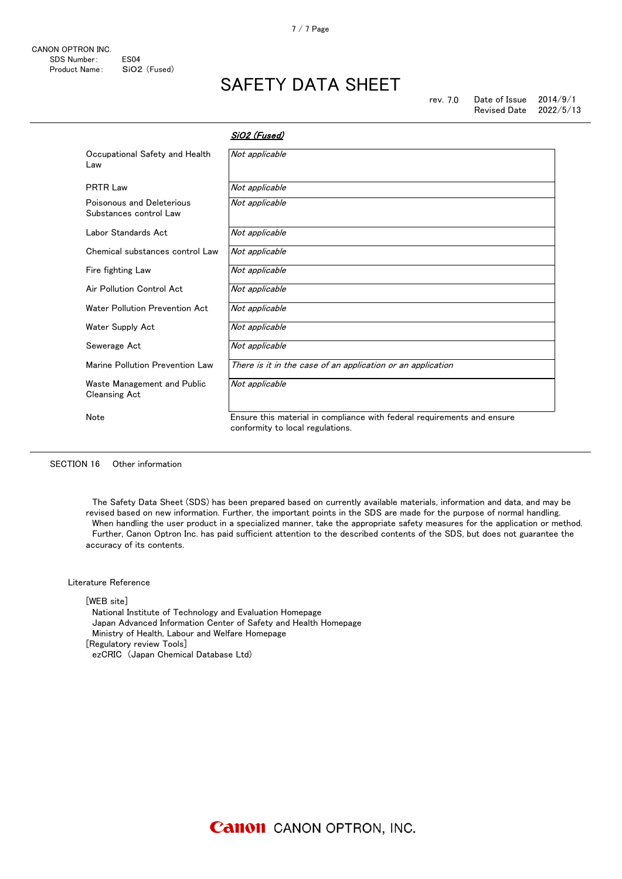CANON OPTRON INC.
SDS Number: ES04
Product Name: $SiO_2$ (Fused)

# SAFETY DATA SHEET

rev. 7.0 Date of Issue 2014/9/1
Revised Date 2022/5/13

| | *$SiO_2$ (Fused)* |
|---|---|
| Occupational Safety and Health Law | *Not applicable* |
| PRTR Law | *Not applicable* |
| Poisonous and Deleterious Substances control Law | *Not applicable* |
| Labor Standards Act | *Not applicable* |
| Chemical substances control Law | *Not applicable* |
| Fire fighting Law | *Not applicable* |
| Air Pollution Control Act | *Not applicable* |
| Water Pollution Prevention Act | *Not applicable* |
| Water Supply Act | *Not applicable* |
| Sewerage Act | *Not applicable* |
| Marine Pollution Prevention Law | *There is it in the case of an application or an application* |
| Waste Management and Public Cleansing Act | *Not applicable* |
| Note | Ensure this material in compliance with federal requirements and ensure conformity to local regulations. |

## SECTION 16 Other information

The Safety Data Sheet (SDS) has been prepared based on currently available materials, information and data, and may be revised based on new information. Further, the important points in the SDS are made for the purpose of normal handling.
When handling the user product in a specialized manner, take the appropriate safety measures for the application or method.
Further, Canon Optron Inc. has paid sufficient attention to the described contents of the SDS, but does not guarantee the accuracy of its contents.

### Literature Reference

[WEB site]
National Institute of Technology and Evaluation Homepage
Japan Advanced Information Center of Safety and Health Homepage
Ministry of Health, Labour and Welfare Homepage
[Regulatory review Tools]
ezCRIC（Japan Chemical Database Ltd）

Canon CANON OPTRON, INC.